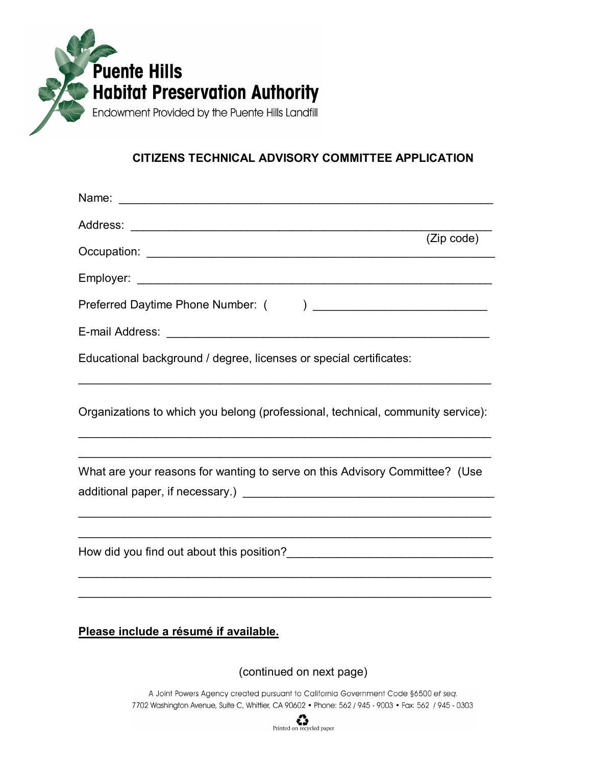**Puente Hills Habitat Preservation Authority**

Endowment Provided by the Puente Hills Landfill

## CITIZENS TECHNICAL ADVISORY COMMITTEE APPLICATION

Name: ____________________________________________________________

Address: __________________________________________________________
(Zip code)

Occupation: _______________________________________________________

Employer: _________________________________________________________

Preferred Daytime Phone Number: ( ) ___________________________

E-mail Address: ____________________________________________________

Educational background / degree, licenses or special certificates:

_________________________________________________________________

Organizations to which you belong (professional, technical, community service):

_________________________________________________________________

_________________________________________________________________

What are your reasons for wanting to serve on this Advisory Committee? (Use additional paper, if necessary.) ______________________________________

_________________________________________________________________

_________________________________________________________________

How did you find out about this position?_______________________________

_________________________________________________________________

_________________________________________________________________

**Please include a résumé if available.**

(continued on next page)

A Joint Powers Agency created pursuant to California Government Code §6500 *et seq.*
7702 Washington Avenue, Suite C, Whittier, CA 90602 • Phone: 562 / 945 - 9003 • Fax: 562 / 945 - 0303

Printed on recycled paper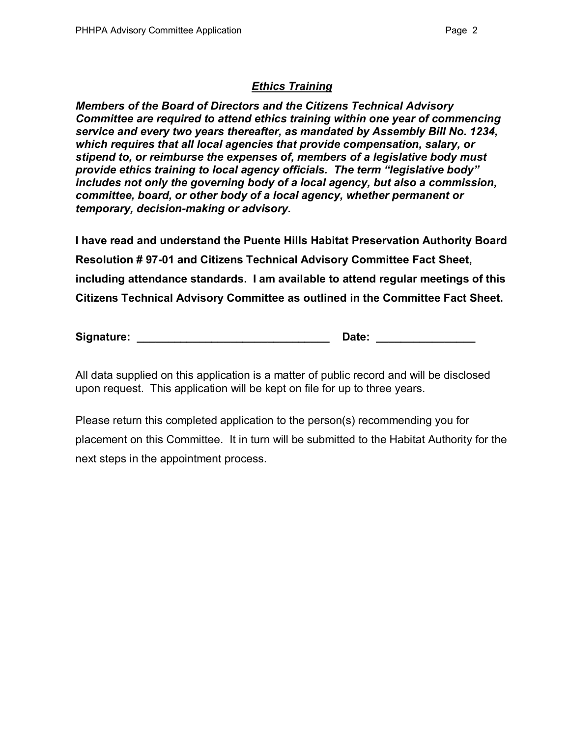## ***Ethics Training***

***Members of the Board of Directors and the Citizens Technical Advisory Committee are required to attend ethics training within one year of commencing service and every two years thereafter, as mandated by Assembly Bill No. 1234, which requires that all local agencies that provide compensation, salary, or stipend to, or reimburse the expenses of, members of a legislative body must provide ethics training to local agency officials. The term "legislative body" includes not only the governing body of a local agency, but also a commission, committee, board, or other body of a local agency, whether permanent or temporary, decision-making or advisory.***

**I have read and understand the Puente Hills Habitat Preservation Authority Board Resolution # 97-01 and Citizens Technical Advisory Committee Fact Sheet, including attendance standards. I am available to attend regular meetings of this Citizens Technical Advisory Committee as outlined in the Committee Fact Sheet.**

**Signature: _______________________________ Date: ________________**

All data supplied on this application is a matter of public record and will be disclosed upon request. This application will be kept on file for up to three years.

Please return this completed application to the person(s) recommending you for placement on this Committee. It in turn will be submitted to the Habitat Authority for the next steps in the appointment process.